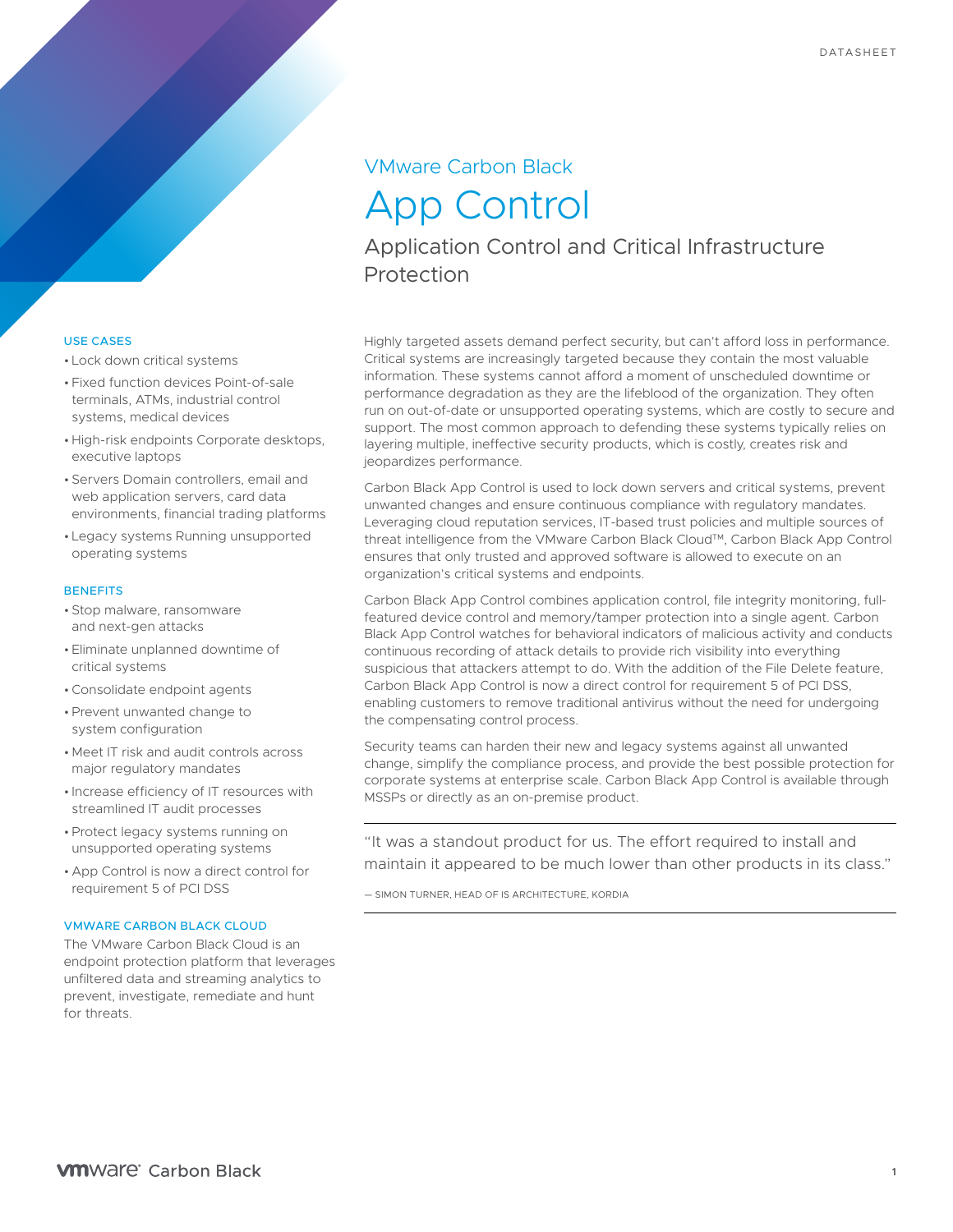DATASHEET

# VMware Carbon Black

# App Control

## Application Control and Critical Infrastructure Protection

Highly targeted assets demand perfect security, but can't afford loss in performance. Critical systems are increasingly targeted because they contain the most valuable information. These systems cannot afford a moment of unscheduled downtime or performance degradation as they are the lifeblood of the organization. They often run on out-of-date or unsupported operating systems, which are costly to secure and support. The most common approach to defending these systems typically relies on layering multiple, ineffective security products, which is costly, creates risk and jeopardizes performance.

Carbon Black App Control is used to lock down servers and critical systems, prevent unwanted changes and ensure continuous compliance with regulatory mandates. Leveraging cloud reputation services, IT-based trust policies and multiple sources of threat intelligence from the VMware Carbon Black Cloud™, Carbon Black App Control ensures that only trusted and approved software is allowed to execute on an organization's critical systems and endpoints.

Carbon Black App Control combines application control, file integrity monitoring, full-featured device control and memory/tamper protection into a single agent. Carbon Black App Control watches for behavioral indicators of malicious activity and conducts continuous recording of attack details to provide rich visibility into everything suspicious that attackers attempt to do. With the addition of the File Delete feature, Carbon Black App Control is now a direct control for requirement 5 of PCI DSS, enabling customers to remove traditional antivirus without the need for undergoing the compensating control process.

Security teams can harden their new and legacy systems against all unwanted change, simplify the compliance process, and provide the best possible protection for corporate systems at enterprise scale. Carbon Black App Control is available through MSSPs or directly as an on-premise product.

> "It was a standout product for us. The effort required to install and maintain it appeared to be much lower than other products in its class."
>
> — SIMON TURNER, HEAD OF IS ARCHITECTURE, KORDIA

### USE CASES

- Lock down critical systems
- Fixed function devices Point-of-sale terminals, ATMs, industrial control systems, medical devices
- High-risk endpoints Corporate desktops, executive laptops
- Servers Domain controllers, email and web application servers, card data environments, financial trading platforms
- Legacy systems Running unsupported operating systems

### BENEFITS

- Stop malware, ransomware and next-gen attacks
- Eliminate unplanned downtime of critical systems
- Consolidate endpoint agents
- Prevent unwanted change to system configuration
- Meet IT risk and audit controls across major regulatory mandates
- Increase efficiency of IT resources with streamlined IT audit processes
- Protect legacy systems running on unsupported operating systems
- App Control is now a direct control for requirement 5 of PCI DSS

### VMWARE CARBON BLACK CLOUD

The VMware Carbon Black Cloud is an endpoint protection platform that leverages unfiltered data and streaming analytics to prevent, investigate, remediate and hunt for threats.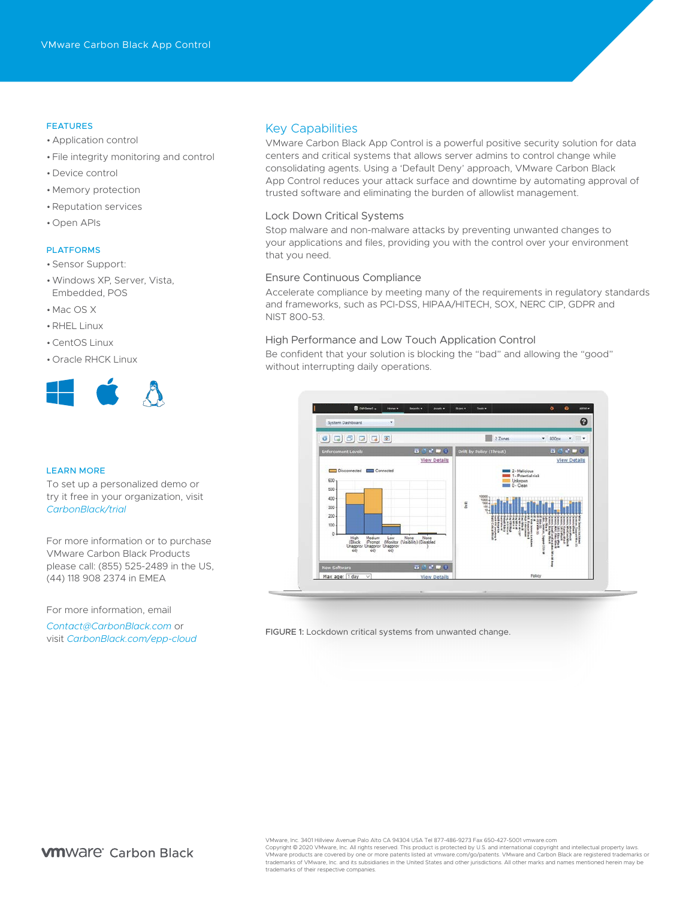## Key Capabilities

VMware Carbon Black App Control is a powerful positive security solution for data centers and critical systems that allows server admins to control change while consolidating agents. Using a 'Default Deny' approach, VMware Carbon Black App Control reduces your attack surface and downtime by automating approval of trusted software and eliminating the burden of allowlist management.

### Lock Down Critical Systems

Stop malware and non-malware attacks by preventing unwanted changes to your applications and files, providing you with the control over your environment that you need.

### Ensure Continuous Compliance

Accelerate compliance by meeting many of the requirements in regulatory standards and frameworks, such as PCI-DSS, HIPAA/HITECH, SOX, NERC CIP, GDPR and NIST 800-53.

### High Performance and Low Touch Application Control

Be confident that your solution is blocking the "bad" and allowing the "good" without interrupting daily operations.

FIGURE 1: Lockdown critical systems from unwanted change.

### FEATURES

- Application control
- File integrity monitoring and control
- Device control
- Memory protection
- Reputation services
- Open APIs

### PLATFORMS

- Sensor Support:
- Windows XP, Server, Vista, Embedded, POS
- Mac OS X
- RHEL Linux
- CentOS Linux
- Oracle RHCK Linux

### LEARN MORE

To set up a personalized demo or try it free in your organization, visit *CarbonBlack/trial*

For more information or to purchase VMware Carbon Black Products please call: (855) 525-2489 in the US, (44) 118 908 2374 in EMEA

For more information, email *Contact@CarbonBlack.com* or visit *CarbonBlack.com/epp-cloud*

vmware Carbon Black

VMware, Inc. 3401 Hillview Avenue Palo Alto CA 94304 USA Tel 877-486-9273 Fax 650-427-5001 vmware.com
Copyright © 2020 VMware, Inc. All rights reserved. This product is protected by U.S. and international copyright and intellectual property laws. VMware products are covered by one or more patents listed at vmware.com/go/patents. VMware and Carbon Black are registered trademarks or trademarks of VMware, Inc. and its subsidiaries in the United States and other jurisdictions. All other marks and names mentioned herein may be trademarks of their respective companies.